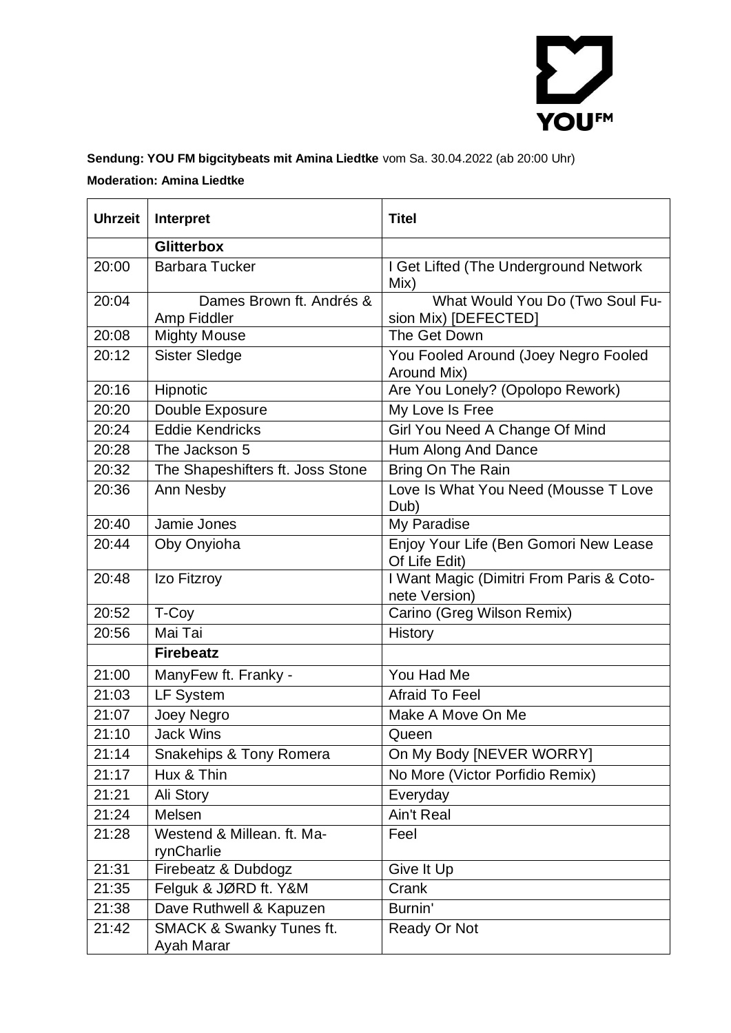**Sendung: YOU FM bigcitybeats mit Amina Liedtke** vom Sa. 30.04.2022 (ab 20:00 Uhr)

**Moderation: Amina Liedtke**

| Uhrzeit | Interpret | Titel |
|---|---|---|
| | **Glitterbox** | |
| 20:00 | Barbara Tucker | I Get Lifted (The Underground Network Mix) |
| 20:04 | Dames Brown ft. Andrés & Amp Fiddler | What Would You Do (Two Soul Fusion Mix) [DEFECTED] |
| 20:08 | Mighty Mouse | The Get Down |
| 20:12 | Sister Sledge | You Fooled Around (Joey Negro Fooled Around Mix) |
| 20:16 | Hipnotic | Are You Lonely? (Opolopo Rework) |
| 20:20 | Double Exposure | My Love Is Free |
| 20:24 | Eddie Kendricks | Girl You Need A Change Of Mind |
| 20:28 | The Jackson 5 | Hum Along And Dance |
| 20:32 | The Shapeshifters ft. Joss Stone | Bring On The Rain |
| 20:36 | Ann Nesby | Love Is What You Need (Mousse T Love Dub) |
| 20:40 | Jamie Jones | My Paradise |
| 20:44 | Oby Onyioha | Enjoy Your Life (Ben Gomori New Lease Of Life Edit) |
| 20:48 | Izo Fitzroy | I Want Magic (Dimitri From Paris & Cotonete Version) |
| 20:52 | T-Coy | Carino (Greg Wilson Remix) |
| 20:56 | Mai Tai | History |
| | **Firebeatz** | |
| 21:00 | ManyFew ft. Franky - | You Had Me |
| 21:03 | LF System | Afraid To Feel |
| 21:07 | Joey Negro | Make A Move On Me |
| 21:10 | Jack Wins | Queen |
| 21:14 | Snakehips & Tony Romera | On My Body [NEVER WORRY] |
| 21:17 | Hux & Thin | No More (Victor Porfidio Remix) |
| 21:21 | Ali Story | Everyday |
| 21:24 | Melsen | Ain't Real |
| 21:28 | Westend & Millean. ft. MarynCharlie | Feel |
| 21:31 | Firebeatz & Dubdogz | Give It Up |
| 21:35 | Felguk & JØRD ft. Y&M | Crank |
| 21:38 | Dave Ruthwell & Kapuzen | Burnin' |
| 21:42 | SMACK & Swanky Tunes ft. Ayah Marar | Ready Or Not |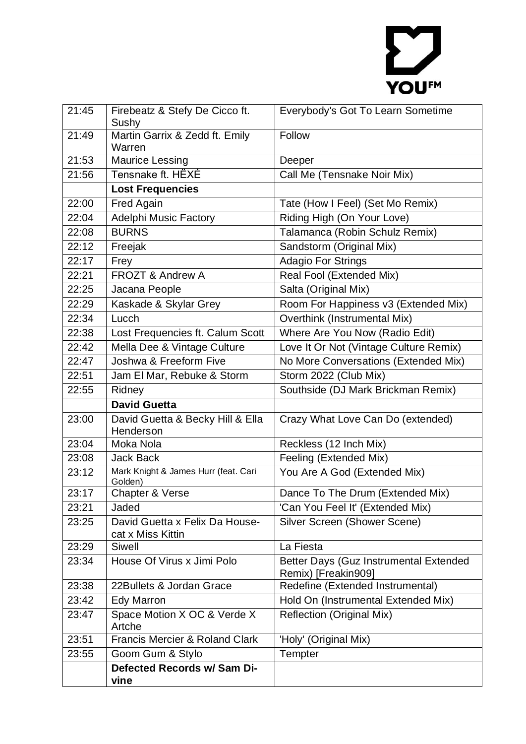| | | |
|---|---|---|
| 21:45 | Firebeatz & Stefy De Cicco ft. Sushy | Everybody's Got To Learn Sometime |
| 21:49 | Martin Garrix & Zedd ft. Emily Warren | Follow |
| 21:53 | Maurice Lessing | Deeper |
| 21:56 | Tensnake ft. HËXĖ | Call Me (Tensnake Noir Mix) |
| | **Lost Frequencies** | |
| 22:00 | Fred Again | Tate (How I Feel) (Set Mo Remix) |
| 22:04 | Adelphi Music Factory | Riding High (On Your Love) |
| 22:08 | BURNS | Talamanca (Robin Schulz Remix) |
| 22:12 | Freejak | Sandstorm (Original Mix) |
| 22:17 | Frey | Adagio For Strings |
| 22:21 | FROZT & Andrew A | Real Fool (Extended Mix) |
| 22:25 | Jacana People | Salta (Original Mix) |
| 22:29 | Kaskade & Skylar Grey | Room For Happiness v3 (Extended Mix) |
| 22:34 | Lucch | Overthink (Instrumental Mix) |
| 22:38 | Lost Frequencies ft. Calum Scott | Where Are You Now (Radio Edit) |
| 22:42 | Mella Dee & Vintage Culture | Love It Or Not (Vintage Culture Remix) |
| 22:47 | Joshwa & Freeform Five | No More Conversations (Extended Mix) |
| 22:51 | Jam El Mar, Rebuke & Storm | Storm 2022 (Club Mix) |
| 22:55 | Ridney | Southside (DJ Mark Brickman Remix) |
| | **David Guetta** | |
| 23:00 | David Guetta & Becky Hill & Ella Henderson | Crazy What Love Can Do (extended) |
| 23:04 | Moka Nola | Reckless (12 Inch Mix) |
| 23:08 | Jack Back | Feeling (Extended Mix) |
| 23:12 | Mark Knight & James Hurr (feat. Cari Golden) | You Are A God (Extended Mix) |
| 23:17 | Chapter & Verse | Dance To The Drum (Extended Mix) |
| 23:21 | Jaded | 'Can You Feel It' (Extended Mix) |
| 23:25 | David Guetta x Felix Da House-cat x Miss Kittin | Silver Screen (Shower Scene) |
| 23:29 | Siwell | La Fiesta |
| 23:34 | House Of Virus x Jimi Polo | Better Days (Guz Instrumental Extended Remix) [Freakin909] |
| 23:38 | 22Bullets & Jordan Grace | Redefine (Extended Instrumental) |
| 23:42 | Edy Marron | Hold On (Instrumental Extended Mix) |
| 23:47 | Space Motion X OC & Verde X Artche | Reflection (Original Mix) |
| 23:51 | Francis Mercier & Roland Clark | 'Holy' (Original Mix) |
| 23:55 | Goom Gum & Stylo | Tempter |
| | **Defected Records w/ Sam Divine** | |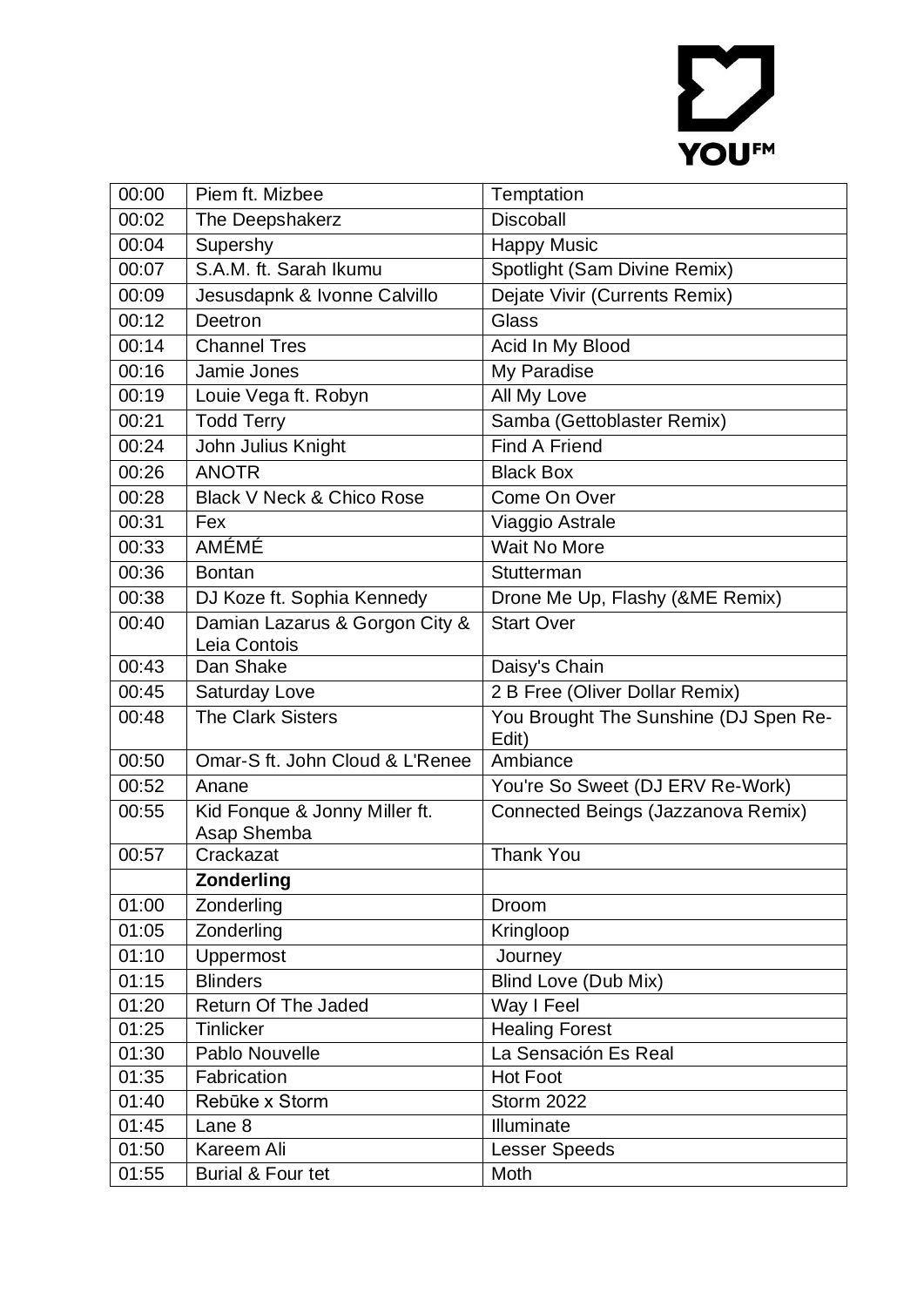YOU FM

| | | |
|---|---|---|
| 00:00 | Piem ft. Mizbee | Temptation |
| 00:02 | The Deepshakerz | Discoball |
| 00:04 | Supershy | Happy Music |
| 00:07 | S.A.M. ft. Sarah Ikumu | Spotlight (Sam Divine Remix) |
| 00:09 | Jesusdapnk & Ivonne Calvillo | Dejate Vivir (Currents Remix) |
| 00:12 | Deetron | Glass |
| 00:14 | Channel Tres | Acid In My Blood |
| 00:16 | Jamie Jones | My Paradise |
| 00:19 | Louie Vega ft. Robyn | All My Love |
| 00:21 | Todd Terry | Samba (Gettoblaster Remix) |
| 00:24 | John Julius Knight | Find A Friend |
| 00:26 | ANOTR | Black Box |
| 00:28 | Black V Neck & Chico Rose | Come On Over |
| 00:31 | Fex | Viaggio Astrale |
| 00:33 | AMÉMÉ | Wait No More |
| 00:36 | Bontan | Stutterman |
| 00:38 | DJ Koze ft. Sophia Kennedy | Drone Me Up, Flashy (&ME Remix) |
| 00:40 | Damian Lazarus & Gorgon City & Leia Contois | Start Over |
| 00:43 | Dan Shake | Daisy's Chain |
| 00:45 | Saturday Love | 2 B Free (Oliver Dollar Remix) |
| 00:48 | The Clark Sisters | You Brought The Sunshine (DJ Spen Re-Edit) |
| 00:50 | Omar-S ft. John Cloud & L'Renee | Ambiance |
| 00:52 | Anane | You're So Sweet (DJ ERV Re-Work) |
| 00:55 | Kid Fonque & Jonny Miller ft. Asap Shemba | Connected Beings (Jazzanova Remix) |
| 00:57 | Crackazat | Thank You |
| | **Zonderling** | |
| 01:00 | Zonderling | Droom |
| 01:05 | Zonderling | Kringloop |
| 01:10 | Uppermost | Journey |
| 01:15 | Blinders | Blind Love (Dub Mix) |
| 01:20 | Return Of The Jaded | Way I Feel |
| 01:25 | Tinlicker | Healing Forest |
| 01:30 | Pablo Nouvelle | La Sensación Es Real |
| 01:35 | Fabrication | Hot Foot |
| 01:40 | Rebūke x Storm | Storm 2022 |
| 01:45 | Lane 8 | Illuminate |
| 01:50 | Kareem Ali | Lesser Speeds |
| 01:55 | Burial & Four tet | Moth |